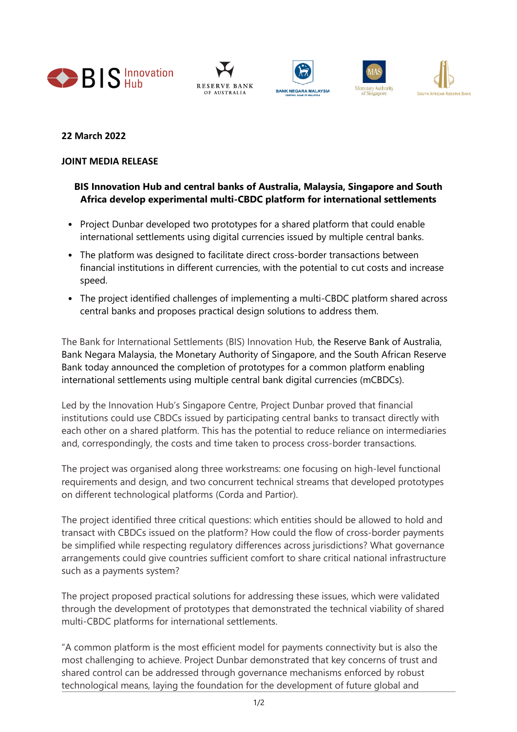**22 March 2022**

**JOINT MEDIA RELEASE**

**BIS Innovation Hub and central banks of Australia, Malaysia, Singapore and South Africa develop experimental multi-CBDC platform for international settlements**

- Project Dunbar developed two prototypes for a shared platform that could enable international settlements using digital currencies issued by multiple central banks.
- The platform was designed to facilitate direct cross-border transactions between financial institutions in different currencies, with the potential to cut costs and increase speed.
- The project identified challenges of implementing a multi-CBDC platform shared across central banks and proposes practical design solutions to address them.

The Bank for International Settlements (BIS) Innovation Hub, the Reserve Bank of Australia, Bank Negara Malaysia, the Monetary Authority of Singapore, and the South African Reserve Bank today announced the completion of prototypes for a common platform enabling international settlements using multiple central bank digital currencies (mCBDCs).

Led by the Innovation Hub's Singapore Centre, Project Dunbar proved that financial institutions could use CBDCs issued by participating central banks to transact directly with each other on a shared platform. This has the potential to reduce reliance on intermediaries and, correspondingly, the costs and time taken to process cross-border transactions.

The project was organised along three workstreams: one focusing on high-level functional requirements and design, and two concurrent technical streams that developed prototypes on different technological platforms (Corda and Partior).

The project identified three critical questions: which entities should be allowed to hold and transact with CBDCs issued on the platform? How could the flow of cross-border payments be simplified while respecting regulatory differences across jurisdictions? What governance arrangements could give countries sufficient comfort to share critical national infrastructure such as a payments system?

The project proposed practical solutions for addressing these issues, which were validated through the development of prototypes that demonstrated the technical viability of shared multi-CBDC platforms for international settlements.

"A common platform is the most efficient model for payments connectivity but is also the most challenging to achieve. Project Dunbar demonstrated that key concerns of trust and shared control can be addressed through governance mechanisms enforced by robust technological means, laying the foundation for the development of future global and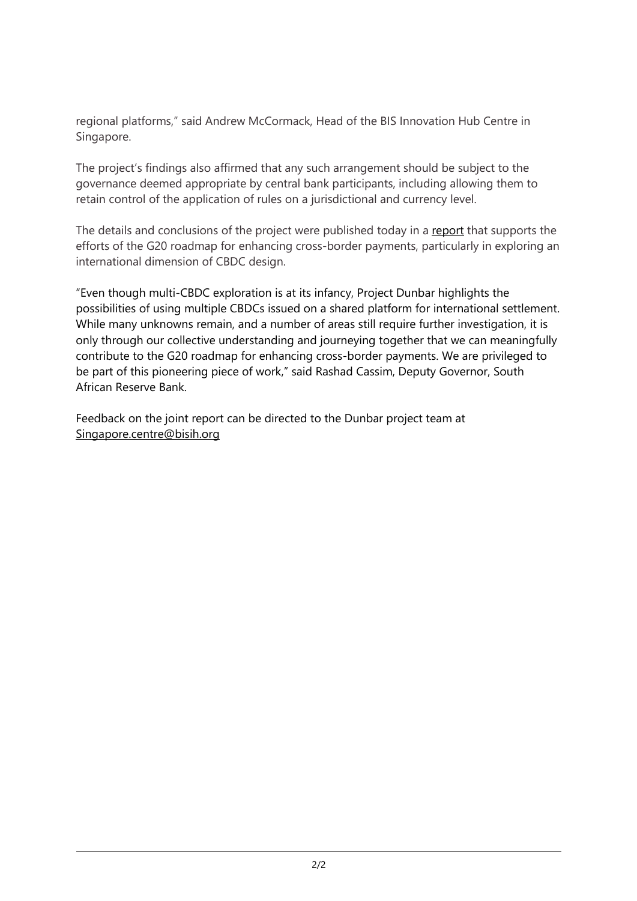regional platforms," said Andrew McCormack, Head of the BIS Innovation Hub Centre in Singapore.

The project's findings also affirmed that any such arrangement should be subject to the governance deemed appropriate by central bank participants, including allowing them to retain control of the application of rules on a jurisdictional and currency level.

The details and conclusions of the project were published today in a [report]() that supports the efforts of the G20 roadmap for enhancing cross-border payments, particularly in exploring an international dimension of CBDC design.

"Even though multi-CBDC exploration is at its infancy, Project Dunbar highlights the possibilities of using multiple CBDCs issued on a shared platform for international settlement. While many unknowns remain, and a number of areas still require further investigation, it is only through our collective understanding and journeying together that we can meaningfully contribute to the G20 roadmap for enhancing cross-border payments. We are privileged to be part of this pioneering piece of work," said Rashad Cassim, Deputy Governor, South African Reserve Bank.

Feedback on the joint report can be directed to the Dunbar project team at Singapore.centre@bisih.org